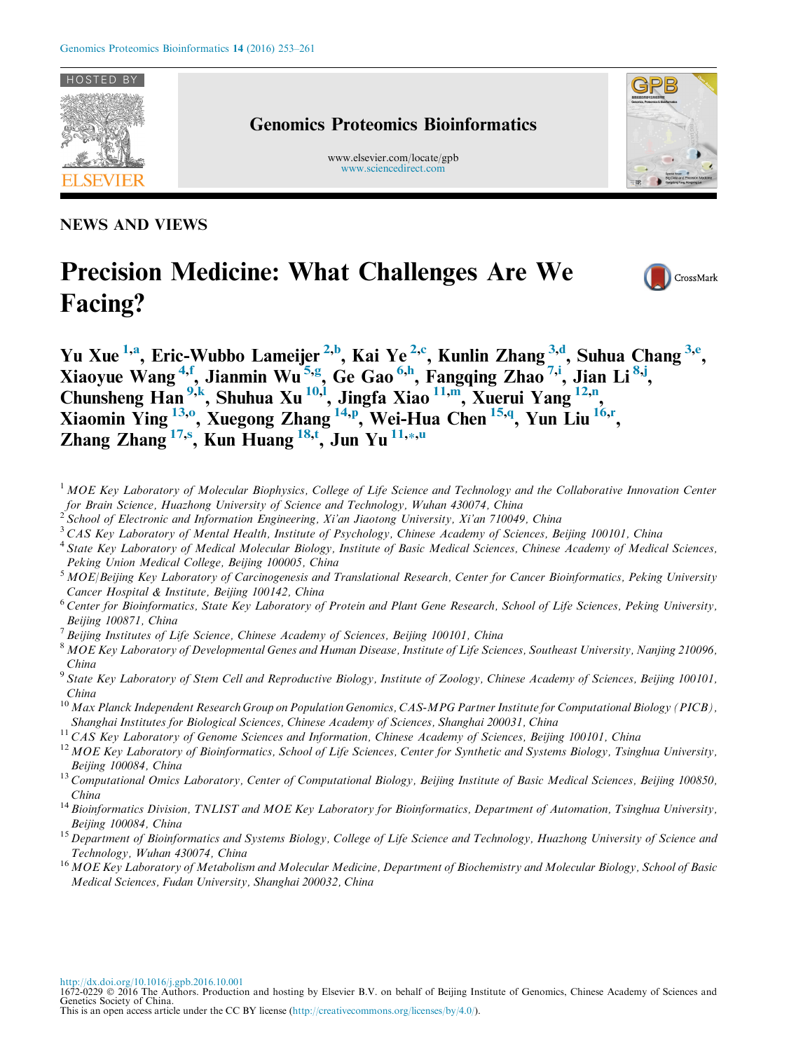NEWS AND VIEWS

# Precision Medicine: What Challenges Are We Facing?

Yu Xue [1,a], Eric-Wubbo Lameijer [2,b], Kai Ye [2,c], Kunlin Zhang [3,d], Suhua Chang [3,e], Xiaoyue Wang [4,f], Jianmin Wu [5,g], Ge Gao [6,h], Fangqing Zhao [7,i], Jian Li [8,j], Chunsheng Han [9,k], Shuhua Xu [10,l], Jingfa Xiao [11,m], Xuerui Yang [12,n], Xiaomin Ying [13,o], Xuegong Zhang [14,p], Wei-Hua Chen [15,q], Yun Liu [16,r], Zhang Zhang [17,s], Kun Huang [18,t], Jun Yu [11,*,u]

[1] *MOE Key Laboratory of Molecular Biophysics, College of Life Science and Technology and the Collaborative Innovation Center for Brain Science, Huazhong University of Science and Technology, Wuhan 430074, China*

[2] *School of Electronic and Information Engineering, Xi'an Jiaotong University, Xi'an 710049, China*

[3] *CAS Key Laboratory of Mental Health, Institute of Psychology, Chinese Academy of Sciences, Beijing 100101, China*

[4] *State Key Laboratory of Medical Molecular Biology, Institute of Basic Medical Sciences, Chinese Academy of Medical Sciences, Peking Union Medical College, Beijing 100005, China*

[5] *MOE/Beijing Key Laboratory of Carcinogenesis and Translational Research, Center for Cancer Bioinformatics, Peking University Cancer Hospital & Institute, Beijing 100142, China*

[6] *Center for Bioinformatics, State Key Laboratory of Protein and Plant Gene Research, School of Life Sciences, Peking University, Beijing 100871, China*

[7] *Beijing Institutes of Life Science, Chinese Academy of Sciences, Beijing 100101, China*

[8] *MOE Key Laboratory of Developmental Genes and Human Disease, Institute of Life Sciences, Southeast University, Nanjing 210096, China*

[9] *State Key Laboratory of Stem Cell and Reproductive Biology, Institute of Zoology, Chinese Academy of Sciences, Beijing 100101, China*

[10] *Max Planck Independent Research Group on Population Genomics, CAS-MPG Partner Institute for Computational Biology (PICB), Shanghai Institutes for Biological Sciences, Chinese Academy of Sciences, Shanghai 200031, China*

[11] *CAS Key Laboratory of Genome Sciences and Information, Chinese Academy of Sciences, Beijing 100101, China*

[12] *MOE Key Laboratory of Bioinformatics, School of Life Sciences, Center for Synthetic and Systems Biology, Tsinghua University, Beijing 100084, China*

[13] *Computational Omics Laboratory, Center of Computational Biology, Beijing Institute of Basic Medical Sciences, Beijing 100850, China*

[14] *Bioinformatics Division, TNLIST and MOE Key Laboratory for Bioinformatics, Department of Automation, Tsinghua University, Beijing 100084, China*

[15] *Department of Bioinformatics and Systems Biology, College of Life Science and Technology, Huazhong University of Science and Technology, Wuhan 430074, China*

[16] *MOE Key Laboratory of Metabolism and Molecular Medicine, Department of Biochemistry and Molecular Biology, School of Basic Medical Sciences, Fudan University, Shanghai 200032, China*

http://dx.doi.org/10.1016/j.gpb.2016.10.001

1672-0229 © 2016 The Authors. Production and hosting by Elsevier B.V. on behalf of Beijing Institute of Genomics, Chinese Academy of Sciences and Genetics Society of China.

This is an open access article under the CC BY license (http://creativecommons.org/licenses/by/4.0/).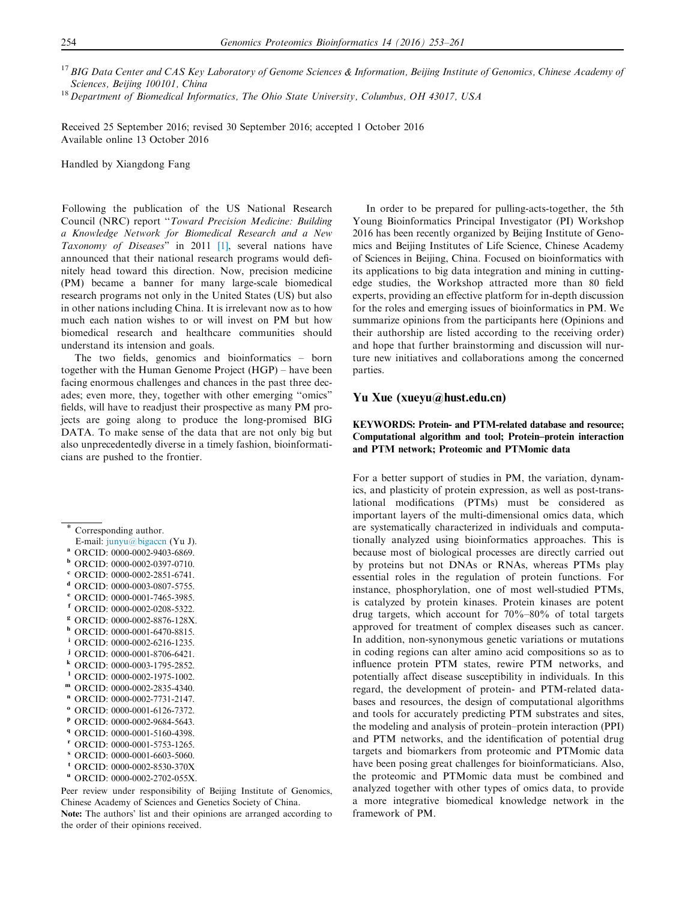[17] BIG Data Center and CAS Key Laboratory of Genome Sciences & Information, Beijing Institute of Genomics, Chinese Academy of Sciences, Beijing 100101, China

[18] Department of Biomedical Informatics, The Ohio State University, Columbus, OH 43017, USA

Received 25 September 2016; revised 30 September 2016; accepted 1 October 2016
Available online 13 October 2016

Handled by Xiangdong Fang

Following the publication of the US National Research Council (NRC) report "*Toward Precision Medicine: Building a Knowledge Network for Biomedical Research and a New Taxonomy of Diseases*" in 2011 [1], several nations have announced that their national research programs would definitely head toward this direction. Now, precision medicine (PM) became a banner for many large-scale biomedical research programs not only in the United States (US) but also in other nations including China. It is irrelevant now as to how much each nation wishes to or will invest on PM but how biomedical research and healthcare communities should understand its intension and goals.

The two fields, genomics and bioinformatics – born together with the Human Genome Project (HGP) – have been facing enormous challenges and chances in the past three decades; even more, they, together with other emerging "omics" fields, will have to readjust their prospective as many PM projects are going along to produce the long-promised BIG DATA. To make sense of the data that are not only big but also unprecedentedly diverse in a timely fashion, bioinformaticians are pushed to the frontier.

In order to be prepared for pulling-acts-together, the 5th Young Bioinformatics Principal Investigator (PI) Workshop 2016 has been recently organized by Beijing Institute of Genomics and Beijing Institutes of Life Science, Chinese Academy of Sciences in Beijing, China. Focused on bioinformatics with its applications to big data integration and mining in cutting-edge studies, the Workshop attracted more than 80 field experts, providing an effective platform for in-depth discussion for the roles and emerging issues of bioinformatics in PM. We summarize opinions from the participants here (Opinions and their authorship are listed according to the receiving order) and hope that further brainstorming and discussion will nurture new initiatives and collaborations among the concerned parties.

## Yu Xue (xueyu@hust.edu.cn)

**KEYWORDS: Protein- and PTM-related database and resource; Computational algorithm and tool; Protein–protein interaction and PTM network; Proteomic and PTMomic data**

For a better support of studies in PM, the variation, dynamics, and plasticity of protein expression, as well as post-translational modifications (PTMs) must be considered as important layers of the multi-dimensional omics data, which are systematically characterized in individuals and computationally analyzed using bioinformatics approaches. This is because most of biological processes are directly carried out by proteins but not DNAs or RNAs, whereas PTMs play essential roles in the regulation of protein functions. For instance, phosphorylation, one of most well-studied PTMs, is catalyzed by protein kinases. Protein kinases are potent drug targets, which account for 70%–80% of total targets approved for treatment of complex diseases such as cancer. In addition, non-synonymous genetic variations or mutations in coding regions can alter amino acid compositions so as to influence protein PTM states, rewire PTM networks, and potentially affect disease susceptibility in individuals. In this regard, the development of protein- and PTM-related databases and resources, the design of computational algorithms and tools for accurately predicting PTM substrates and sites, the modeling and analysis of protein–protein interaction (PPI) and PTM networks, and the identification of potential drug targets and biomarkers from proteomic and PTMomic data have been posing great challenges for bioinformaticians. Also, the proteomic and PTMomic data must be combined and analyzed together with other types of omics data, to provide a more integrative biomedical knowledge network in the framework of PM.

\* Corresponding author.
E-mail: junyu@big.ac.cn (Yu J).
[a] ORCID: 0000-0002-9403-6869.
[b] ORCID: 0000-0002-0397-0710.
[c] ORCID: 0000-0002-2851-6741.
[d] ORCID: 0000-0003-0807-5755.
[e] ORCID: 0000-0001-7465-3985.
[f] ORCID: 0000-0002-0208-5322.
[g] ORCID: 0000-0002-8876-128X.
[h] ORCID: 0000-0001-6470-8815.
[i] ORCID: 0000-0002-6216-1235.
[j] ORCID: 0000-0001-8706-6421.
[k] ORCID: 0000-0003-1795-2852.
[l] ORCID: 0000-0002-1975-1002.
[m] ORCID: 0000-0002-2835-4340.
[n] ORCID: 0000-0002-7731-2147.
[o] ORCID: 0000-0001-6126-7372.
[p] ORCID: 0000-0002-9684-5643.
[q] ORCID: 0000-0001-5160-4398.
[r] ORCID: 0000-0001-5753-1265.
[s] ORCID: 0000-0001-6603-5060.
[t] ORCID: 0000-0002-8530-370X
[u] ORCID: 0000-0002-2702-055X.

Peer review under responsibility of Beijing Institute of Genomics, Chinese Academy of Sciences and Genetics Society of China.

**Note:** The authors' list and their opinions are arranged according to the order of their opinions received.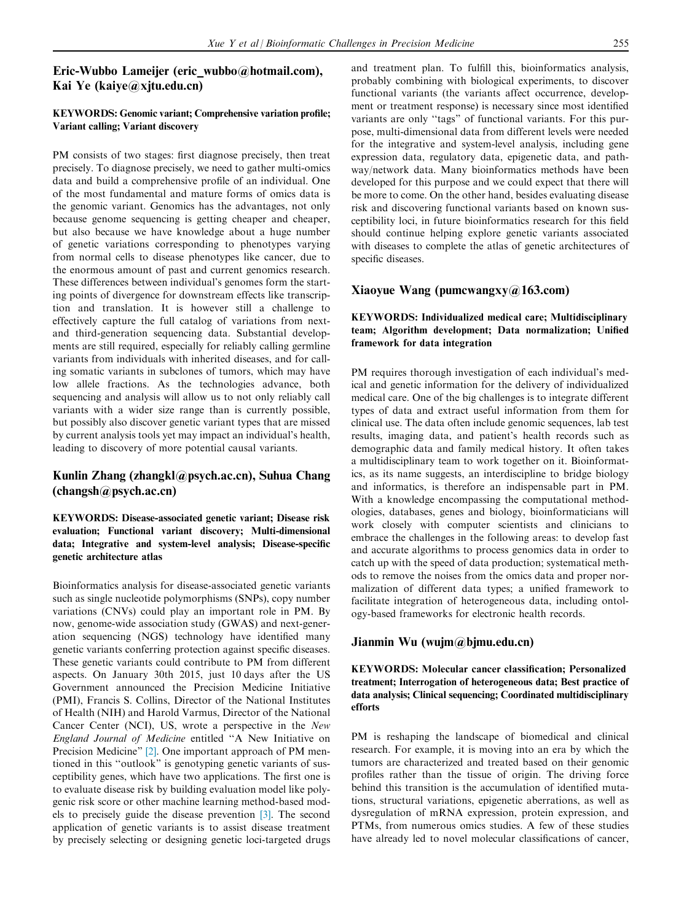## Eric-Wubbo Lameijer (eric_wubbo@hotmail.com), Kai Ye (kaiye@xjtu.edu.cn)

**KEYWORDS: Genomic variant; Comprehensive variation profile; Variant calling; Variant discovery**

PM consists of two stages: first diagnose precisely, then treat precisely. To diagnose precisely, we need to gather multi-omics data and build a comprehensive profile of an individual. One of the most fundamental and mature forms of omics data is the genomic variant. Genomics has the advantages, not only because genome sequencing is getting cheaper and cheaper, but also because we have knowledge about a huge number of genetic variations corresponding to phenotypes varying from normal cells to disease phenotypes like cancer, due to the enormous amount of past and current genomics research. These differences between individual's genomes form the starting points of divergence for downstream effects like transcription and translation. It is however still a challenge to effectively capture the full catalog of variations from next- and third-generation sequencing data. Substantial developments are still required, especially for reliably calling germline variants from individuals with inherited diseases, and for calling somatic variants in subclones of tumors, which may have low allele fractions. As the technologies advance, both sequencing and analysis will allow us to not only reliably call variants with a wider size range than is currently possible, but possibly also discover genetic variant types that are missed by current analysis tools yet may impact an individual's health, leading to discovery of more potential causal variants.

## Kunlin Zhang (zhangkl@psych.ac.cn), Suhua Chang (changsh@psych.ac.cn)

**KEYWORDS: Disease-associated genetic variant; Disease risk evaluation; Functional variant discovery; Multi-dimensional data; Integrative and system-level analysis; Disease-specific genetic architecture atlas**

Bioinformatics analysis for disease-associated genetic variants such as single nucleotide polymorphisms (SNPs), copy number variations (CNVs) could play an important role in PM. By now, genome-wide association study (GWAS) and next-generation sequencing (NGS) technology have identified many genetic variants conferring protection against specific diseases. These genetic variants could contribute to PM from different aspects. On January 30th 2015, just 10 days after the US Government announced the Precision Medicine Initiative (PMI), Francis S. Collins, Director of the National Institutes of Health (NIH) and Harold Varmus, Director of the National Cancer Center (NCI), US, wrote a perspective in the *New England Journal of Medicine* entitled "A New Initiative on Precision Medicine" [2]. One important approach of PM mentioned in this "outlook" is genotyping genetic variants of susceptibility genes, which have two applications. The first one is to evaluate disease risk by building evaluation model like polygenic risk score or other machine learning method-based models to precisely guide the disease prevention [3]. The second application of genetic variants is to assist disease treatment by precisely selecting or designing genetic loci-targeted drugs and treatment plan. To fulfill this, bioinformatics analysis, probably combining with biological experiments, to discover functional variants (the variants affect occurrence, development or treatment response) is necessary since most identified variants are only "tags" of functional variants. For this purpose, multi-dimensional data from different levels were needed for the integrative and system-level analysis, including gene expression data, regulatory data, epigenetic data, and pathway/network data. Many bioinformatics methods have been developed for this purpose and we could expect that there will be more to come. On the other hand, besides evaluating disease risk and discovering functional variants based on known susceptibility loci, in future bioinformatics research for this field should continue helping explore genetic variants associated with diseases to complete the atlas of genetic architectures of specific diseases.

## Xiaoyue Wang (pumcwangxy@163.com)

**KEYWORDS: Individualized medical care; Multidisciplinary team; Algorithm development; Data normalization; Unified framework for data integration**

PM requires thorough investigation of each individual's medical and genetic information for the delivery of individualized medical care. One of the big challenges is to integrate different types of data and extract useful information from them for clinical use. The data often include genomic sequences, lab test results, imaging data, and patient's health records such as demographic data and family medical history. It often takes a multidisciplinary team to work together on it. Bioinformatics, as its name suggests, an interdiscipline to bridge biology and informatics, is therefore an indispensable part in PM. With a knowledge encompassing the computational methodologies, databases, genes and biology, bioinformaticians will work closely with computer scientists and clinicians to embrace the challenges in the following areas: to develop fast and accurate algorithms to process genomics data in order to catch up with the speed of data production; systematical methods to remove the noises from the omics data and proper normalization of different data types; a unified framework to facilitate integration of heterogeneous data, including ontology-based frameworks for electronic health records.

## Jianmin Wu (wujm@bjmu.edu.cn)

**KEYWORDS: Molecular cancer classification; Personalized treatment; Interrogation of heterogeneous data; Best practice of data analysis; Clinical sequencing; Coordinated multidisciplinary efforts**

PM is reshaping the landscape of biomedical and clinical research. For example, it is moving into an era by which the tumors are characterized and treated based on their genomic profiles rather than the tissue of origin. The driving force behind this transition is the accumulation of identified mutations, structural variations, epigenetic aberrations, as well as dysregulation of mRNA expression, protein expression, and PTMs, from numerous omics studies. A few of these studies have already led to novel molecular classifications of cancer,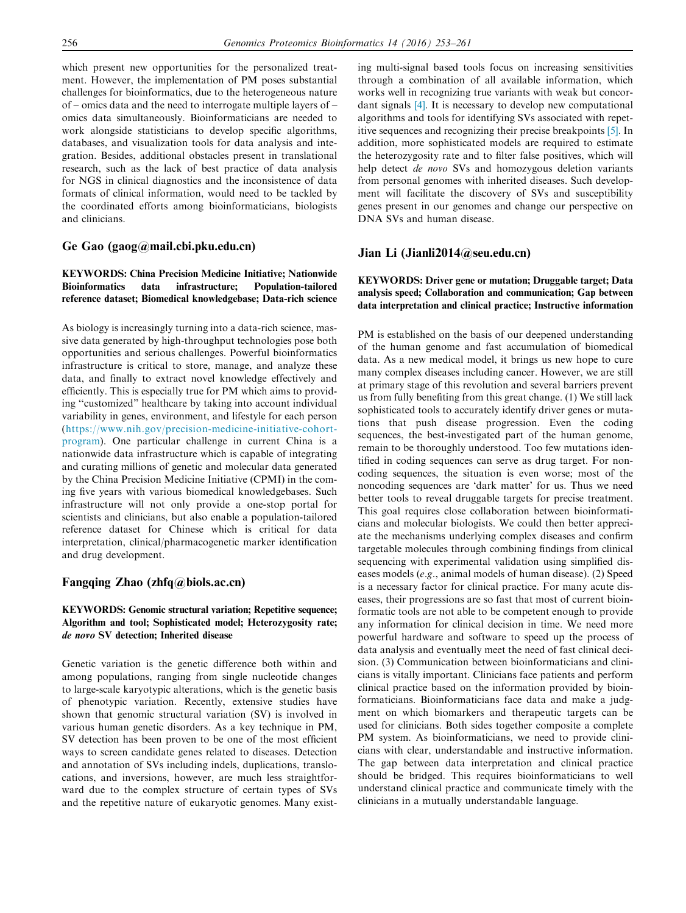which present new opportunities for the personalized treatment. However, the implementation of PM poses substantial challenges for bioinformatics, due to the heterogeneous nature of – omics data and the need to interrogate multiple layers of – omics data simultaneously. Bioinformaticians are needed to work alongside statisticians to develop specific algorithms, databases, and visualization tools for data analysis and integration. Besides, additional obstacles present in translational research, such as the lack of best practice of data analysis for NGS in clinical diagnostics and the inconsistence of data formats of clinical information, would need to be tackled by the coordinated efforts among bioinformaticians, biologists and clinicians.

## Ge Gao (gaog@mail.cbi.pku.edu.cn)

**KEYWORDS: China Precision Medicine Initiative; Nationwide Bioinformatics data infrastructure; Population-tailored reference dataset; Biomedical knowledgebase; Data-rich science**

As biology is increasingly turning into a data-rich science, massive data generated by high-throughput technologies pose both opportunities and serious challenges. Powerful bioinformatics infrastructure is critical to store, manage, and analyze these data, and finally to extract novel knowledge effectively and efficiently. This is especially true for PM which aims to providing "customized" healthcare by taking into account individual variability in genes, environment, and lifestyle for each person (https://www.nih.gov/precision-medicine-initiative-cohort-program). One particular challenge in current China is a nationwide data infrastructure which is capable of integrating and curating millions of genetic and molecular data generated by the China Precision Medicine Initiative (CPMI) in the coming five years with various biomedical knowledgebases. Such infrastructure will not only provide a one-stop portal for scientists and clinicians, but also enable a population-tailored reference dataset for Chinese which is critical for data interpretation, clinical/pharmacogenetic marker identification and drug development.

## Fangqing Zhao (zhfq@biols.ac.cn)

**KEYWORDS: Genomic structural variation; Repetitive sequence; Algorithm and tool; Sophisticated model; Heterozygosity rate; *de novo* SV detection; Inherited disease**

Genetic variation is the genetic difference both within and among populations, ranging from single nucleotide changes to large-scale karyotypic alterations, which is the genetic basis of phenotypic variation. Recently, extensive studies have shown that genomic structural variation (SV) is involved in various human genetic disorders. As a key technique in PM, SV detection has been proven to be one of the most efficient ways to screen candidate genes related to diseases. Detection and annotation of SVs including indels, duplications, translocations, and inversions, however, are much less straightforward due to the complex structure of certain types of SVs and the repetitive nature of eukaryotic genomes. Many existing multi-signal based tools focus on increasing sensitivities through a combination of all available information, which works well in recognizing true variants with weak but concordant signals [4]. It is necessary to develop new computational algorithms and tools for identifying SVs associated with repetitive sequences and recognizing their precise breakpoints [5]. In addition, more sophisticated models are required to estimate the heterozygosity rate and to filter false positives, which will help detect *de novo* SVs and homozygous deletion variants from personal genomes with inherited diseases. Such development will facilitate the discovery of SVs and susceptibility genes present in our genomes and change our perspective on DNA SVs and human disease.

## Jian Li (Jianli2014@seu.edu.cn)

**KEYWORDS: Driver gene or mutation; Druggable target; Data analysis speed; Collaboration and communication; Gap between data interpretation and clinical practice; Instructive information**

PM is established on the basis of our deepened understanding of the human genome and fast accumulation of biomedical data. As a new medical model, it brings us new hope to cure many complex diseases including cancer. However, we are still at primary stage of this revolution and several barriers prevent us from fully benefiting from this great change. (1) We still lack sophisticated tools to accurately identify driver genes or mutations that push disease progression. Even the coding sequences, the best-investigated part of the human genome, remain to be thoroughly understood. Too few mutations identified in coding sequences can serve as drug target. For noncoding sequences, the situation is even worse; most of the noncoding sequences are 'dark matter' for us. Thus we need better tools to reveal druggable targets for precise treatment. This goal requires close collaboration between bioinformaticians and molecular biologists. We could then better appreciate the mechanisms underlying complex diseases and confirm targetable molecules through combining findings from clinical sequencing with experimental validation using simplified diseases models (*e.g.*, animal models of human disease). (2) Speed is a necessary factor for clinical practice. For many acute diseases, their progressions are so fast that most of current bioinformatic tools are not able to be competent enough to provide any information for clinical decision in time. We need more powerful hardware and software to speed up the process of data analysis and eventually meet the need of fast clinical decision. (3) Communication between bioinformaticians and clinicians is vitally important. Clinicians face patients and perform clinical practice based on the information provided by bioinformaticians. Bioinformaticians face data and make a judgment on which biomarkers and therapeutic targets can be used for clinicians. Both sides together composite a complete PM system. As bioinformaticians, we need to provide clinicians with clear, understandable and instructive information. The gap between data interpretation and clinical practice should be bridged. This requires bioinformaticians to well understand clinical practice and communicate timely with the clinicians in a mutually understandable language.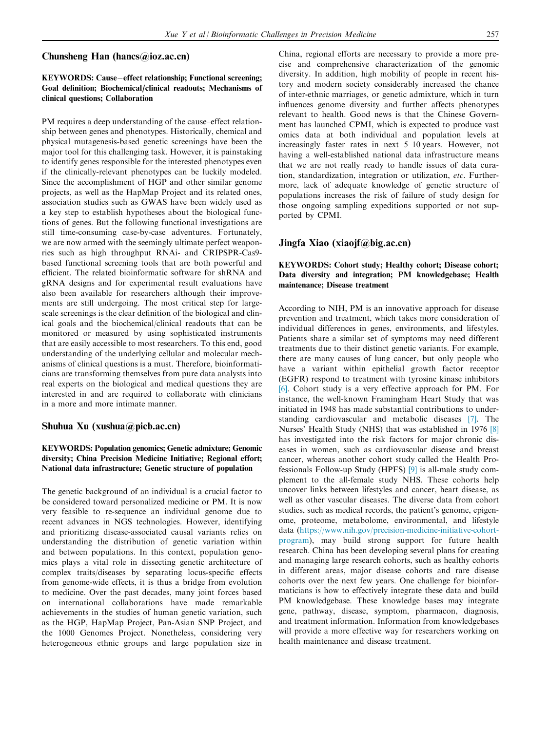## Chunsheng Han (hancs@ioz.ac.cn)

**KEYWORDS: Cause−effect relationship; Functional screening; Goal definition; Biochemical/clinical readouts; Mechanisms of clinical questions; Collaboration**

PM requires a deep understanding of the cause–effect relationship between genes and phenotypes. Historically, chemical and physical mutagenesis-based genetic screenings have been the major tool for this challenging task. However, it is painstaking to identify genes responsible for the interested phenotypes even if the clinically-relevant phenotypes can be luckily modeled. Since the accomplishment of HGP and other similar genome projects, as well as the HapMap Project and its related ones, association studies such as GWAS have been widely used as a key step to establish hypotheses about the biological functions of genes. But the following functional investigations are still time-consuming case-by-case adventures. Fortunately, we are now armed with the seemingly ultimate perfect weaponries such as high throughput RNAi- and CRIPSPR-Cas9-based functional screening tools that are both powerful and efficient. The related bioinformatic software for shRNA and gRNA designs and for experimental result evaluations have also been available for researchers although their improvements are still undergoing. The most critical step for large-scale screenings is the clear definition of the biological and clinical goals and the biochemical/clinical readouts that can be monitored or measured by using sophisticated instruments that are easily accessible to most researchers. To this end, good understanding of the underlying cellular and molecular mechanisms of clinical questions is a must. Therefore, bioinformaticians are transforming themselves from pure data analysts into real experts on the biological and medical questions they are interested in and are required to collaborate with clinicians in a more and more intimate manner.

## Shuhua Xu (xushua@picb.ac.cn)

**KEYWORDS: Population genomics; Genetic admixture; Genomic diversity; China Precision Medicine Initiative; Regional effort; National data infrastructure; Genetic structure of population**

The genetic background of an individual is a crucial factor to be considered toward personalized medicine or PM. It is now very feasible to re-sequence an individual genome due to recent advances in NGS technologies. However, identifying and prioritizing disease-associated causal variants relies on understanding the distribution of genetic variation within and between populations. In this context, population genomics plays a vital role in dissecting genetic architecture of complex traits/diseases by separating locus-specific effects from genome-wide effects, it is thus a bridge from evolution to medicine. Over the past decades, many joint forces based on international collaborations have made remarkable achievements in the studies of human genetic variation, such as the HGP, HapMap Project, Pan-Asian SNP Project, and the 1000 Genomes Project. Nonetheless, considering very heterogeneous ethnic groups and large population size in China, regional efforts are necessary to provide a more precise and comprehensive characterization of the genomic diversity. In addition, high mobility of people in recent history and modern society considerably increased the chance of inter-ethnic marriages, or genetic admixture, which in turn influences genome diversity and further affects phenotypes relevant to health. Good news is that the Chinese Government has launched CPMI, which is expected to produce vast omics data at both individual and population levels at increasingly faster rates in next 5–10 years. However, not having a well-established national data infrastructure means that we are not really ready to handle issues of data curation, standardization, integration or utilization, *etc*. Furthermore, lack of adequate knowledge of genetic structure of populations increases the risk of failure of study design for those ongoing sampling expeditions supported or not supported by CPMI.

## Jingfa Xiao (xiaojf@big.ac.cn)

**KEYWORDS: Cohort study; Healthy cohort; Disease cohort; Data diversity and integration; PM knowledgebase; Health maintenance; Disease treatment**

According to NIH, PM is an innovative approach for disease prevention and treatment, which takes more consideration of individual differences in genes, environments, and lifestyles. Patients share a similar set of symptoms may need different treatments due to their distinct genetic variants. For example, there are many causes of lung cancer, but only people who have a variant within epithelial growth factor receptor (EGFR) respond to treatment with tyrosine kinase inhibitors [6]. Cohort study is a very effective approach for PM. For instance, the well-known Framingham Heart Study that was initiated in 1948 has made substantial contributions to understanding cardiovascular and metabolic diseases [7]. The Nurses' Health Study (NHS) that was established in 1976 [8] has investigated into the risk factors for major chronic diseases in women, such as cardiovascular disease and breast cancer, whereas another cohort study called the Health Professionals Follow-up Study (HPFS) [9] is all-male study complement to the all-female study NHS. These cohorts help uncover links between lifestyles and cancer, heart disease, as well as other vascular diseases. The diverse data from cohort studies, such as medical records, the patient's genome, epigenome, proteome, metabolome, environmental, and lifestyle data (https://www.nih.gov/precision-medicine-initiative-cohort-program), may build strong support for future health research. China has been developing several plans for creating and managing large research cohorts, such as healthy cohorts in different areas, major disease cohorts and rare disease cohorts over the next few years. One challenge for bioinformaticians is how to effectively integrate these data and build PM knowledgebase. These knowledge bases may integrate gene, pathway, disease, symptom, pharmacon, diagnosis, and treatment information. Information from knowledgebases will provide a more effective way for researchers working on health maintenance and disease treatment.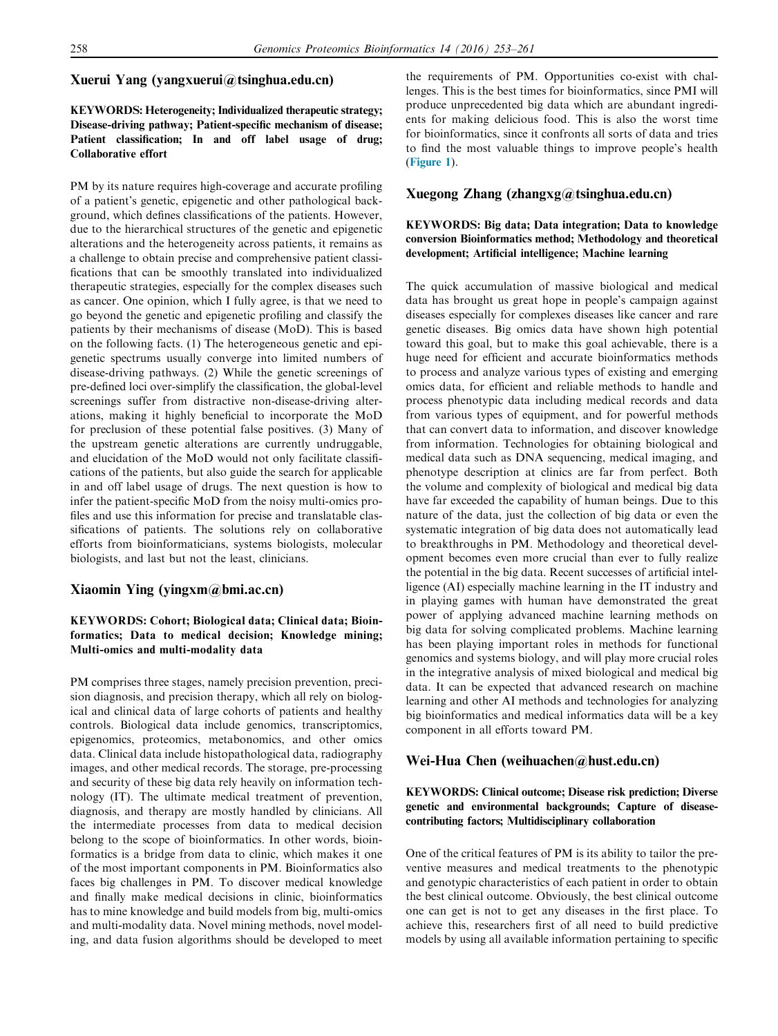## Xuerui Yang (yangxuerui@tsinghua.edu.cn)

**KEYWORDS: Heterogeneity; Individualized therapeutic strategy; Disease-driving pathway; Patient-specific mechanism of disease; Patient classification; In and off label usage of drug; Collaborative effort**

PM by its nature requires high-coverage and accurate profiling of a patient's genetic, epigenetic and other pathological background, which defines classifications of the patients. However, due to the hierarchical structures of the genetic and epigenetic alterations and the heterogeneity across patients, it remains as a challenge to obtain precise and comprehensive patient classifications that can be smoothly translated into individualized therapeutic strategies, especially for the complex diseases such as cancer. One opinion, which I fully agree, is that we need to go beyond the genetic and epigenetic profiling and classify the patients by their mechanisms of disease (MoD). This is based on the following facts. (1) The heterogeneous genetic and epigenetic spectrums usually converge into limited numbers of disease-driving pathways. (2) While the genetic screenings of pre-defined loci over-simplify the classification, the global-level screenings suffer from distractive non-disease-driving alterations, making it highly beneficial to incorporate the MoD for preclusion of these potential false positives. (3) Many of the upstream genetic alterations are currently undruggable, and elucidation of the MoD would not only facilitate classifications of the patients, but also guide the search for applicable in and off label usage of drugs. The next question is how to infer the patient-specific MoD from the noisy multi-omics profiles and use this information for precise and translatable classifications of patients. The solutions rely on collaborative efforts from bioinformaticians, systems biologists, molecular biologists, and last but not the least, clinicians.

## Xiaomin Ying (yingxm@bmi.ac.cn)

**KEYWORDS: Cohort; Biological data; Clinical data; Bioinformatics; Data to medical decision; Knowledge mining; Multi-omics and multi-modality data**

PM comprises three stages, namely precision prevention, precision diagnosis, and precision therapy, which all rely on biological and clinical data of large cohorts of patients and healthy controls. Biological data include genomics, transcriptomics, epigenomics, proteomics, metabonomics, and other omics data. Clinical data include histopathological data, radiography images, and other medical records. The storage, pre-processing and security of these big data rely heavily on information technology (IT). The ultimate medical treatment of prevention, diagnosis, and therapy are mostly handled by clinicians. All the intermediate processes from data to medical decision belong to the scope of bioinformatics. In other words, bioinformatics is a bridge from data to clinic, which makes it one of the most important components in PM. Bioinformatics also faces big challenges in PM. To discover medical knowledge and finally make medical decisions in clinic, bioinformatics has to mine knowledge and build models from big, multi-omics and multi-modality data. Novel mining methods, novel modeling, and data fusion algorithms should be developed to meet the requirements of PM. Opportunities co-exist with challenges. This is the best times for bioinformatics, since PMI will produce unprecedented big data which are abundant ingredients for making delicious food. This is also the worst time for bioinformatics, since it confronts all sorts of data and tries to find the most valuable things to improve people's health (Figure 1).

## Xuegong Zhang (zhangxg@tsinghua.edu.cn)

**KEYWORDS: Big data; Data integration; Data to knowledge conversion Bioinformatics method; Methodology and theoretical development; Artificial intelligence; Machine learning**

The quick accumulation of massive biological and medical data has brought us great hope in people's campaign against diseases especially for complexes diseases like cancer and rare genetic diseases. Big omics data have shown high potential toward this goal, but to make this goal achievable, there is a huge need for efficient and accurate bioinformatics methods to process and analyze various types of existing and emerging omics data, for efficient and reliable methods to handle and process phenotypic data including medical records and data from various types of equipment, and for powerful methods that can convert data to information, and discover knowledge from information. Technologies for obtaining biological and medical data such as DNA sequencing, medical imaging, and phenotype description at clinics are far from perfect. Both the volume and complexity of biological and medical big data have far exceeded the capability of human beings. Due to this nature of the data, just the collection of big data or even the systematic integration of big data does not automatically lead to breakthroughs in PM. Methodology and theoretical development becomes even more crucial than ever to fully realize the potential in the big data. Recent successes of artificial intelligence (AI) especially machine learning in the IT industry and in playing games with human have demonstrated the great power of applying advanced machine learning methods on big data for solving complicated problems. Machine learning has been playing important roles in methods for functional genomics and systems biology, and will play more crucial roles in the integrative analysis of mixed biological and medical big data. It can be expected that advanced research on machine learning and other AI methods and technologies for analyzing big bioinformatics and medical informatics data will be a key component in all efforts toward PM.

## Wei-Hua Chen (weihuachen@hust.edu.cn)

**KEYWORDS: Clinical outcome; Disease risk prediction; Diverse genetic and environmental backgrounds; Capture of disease-contributing factors; Multidisciplinary collaboration**

One of the critical features of PM is its ability to tailor the preventive measures and medical treatments to the phenotypic and genotypic characteristics of each patient in order to obtain the best clinical outcome. Obviously, the best clinical outcome one can get is not to get any diseases in the first place. To achieve this, researchers first of all need to build predictive models by using all available information pertaining to specific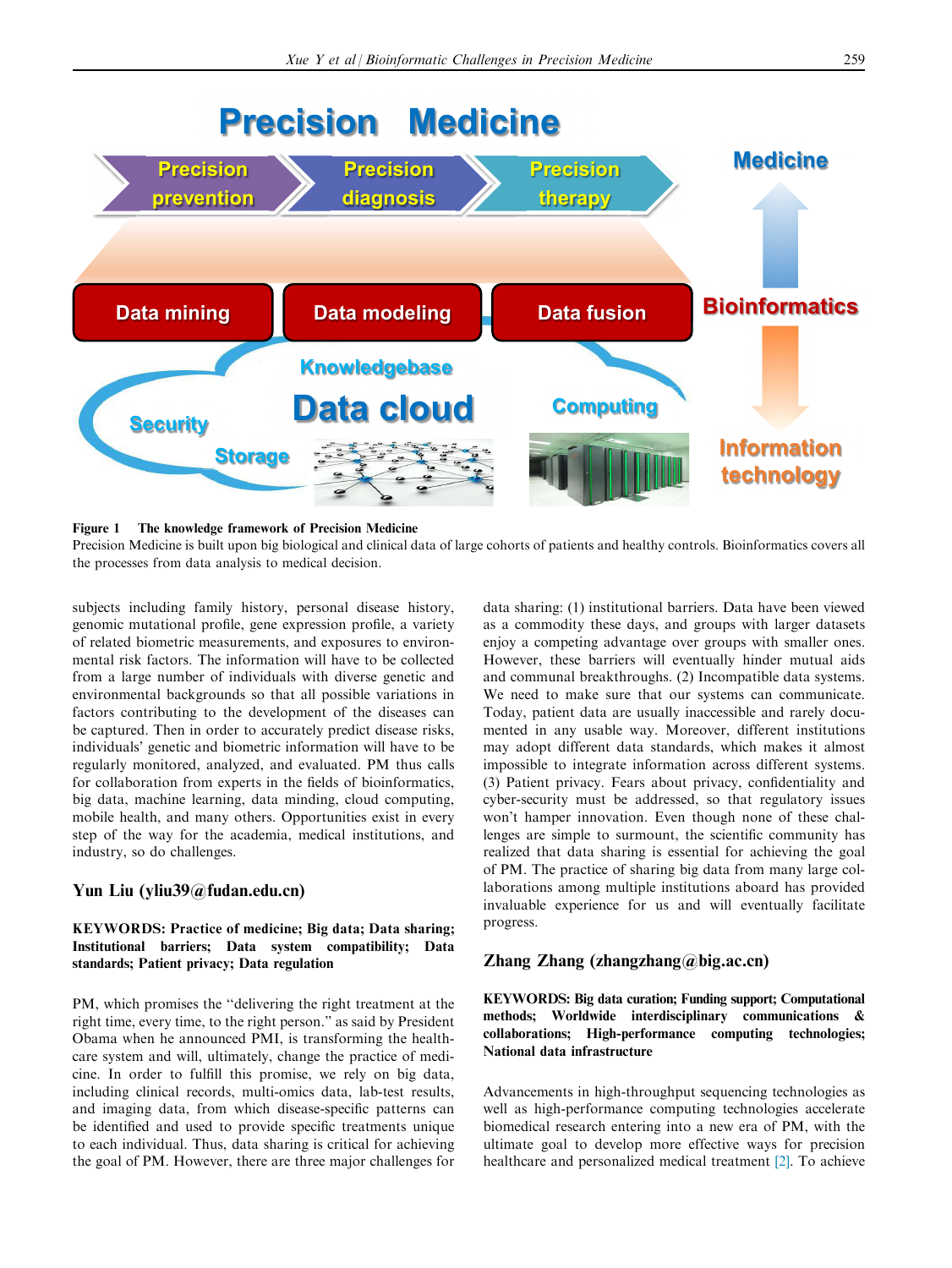**Figure 1 The knowledge framework of Precision Medicine**
Precision Medicine is built upon big biological and clinical data of large cohorts of patients and healthy controls. Bioinformatics covers all the processes from data analysis to medical decision.

subjects including family history, personal disease history, genomic mutational profile, gene expression profile, a variety of related biometric measurements, and exposures to environmental risk factors. The information will have to be collected from a large number of individuals with diverse genetic and environmental backgrounds so that all possible variations in factors contributing to the development of the diseases can be captured. Then in order to accurately predict disease risks, individuals' genetic and biometric information will have to be regularly monitored, analyzed, and evaluated. PM thus calls for collaboration from experts in the fields of bioinformatics, big data, machine learning, data minding, cloud computing, mobile health, and many others. Opportunities exist in every step of the way for the academia, medical institutions, and industry, so do challenges.

## Yun Liu (yliu39@fudan.edu.cn)

**KEYWORDS: Practice of medicine; Big data; Data sharing; Institutional barriers; Data system compatibility; Data standards; Patient privacy; Data regulation**

PM, which promises the "delivering the right treatment at the right time, every time, to the right person." as said by President Obama when he announced PMI, is transforming the healthcare system and will, ultimately, change the practice of medicine. In order to fulfill this promise, we rely on big data, including clinical records, multi-omics data, lab-test results, and imaging data, from which disease-specific patterns can be identified and used to provide specific treatments unique to each individual. Thus, data sharing is critical for achieving the goal of PM. However, there are three major challenges for data sharing: (1) institutional barriers. Data have been viewed as a commodity these days, and groups with larger datasets enjoy a competing advantage over groups with smaller ones. However, these barriers will eventually hinder mutual aids and communal breakthroughs. (2) Incompatible data systems. We need to make sure that our systems can communicate. Today, patient data are usually inaccessible and rarely documented in any usable way. Moreover, different institutions may adopt different data standards, which makes it almost impossible to integrate information across different systems. (3) Patient privacy. Fears about privacy, confidentiality and cyber-security must be addressed, so that regulatory issues won't hamper innovation. Even though none of these challenges are simple to surmount, the scientific community has realized that data sharing is essential for achieving the goal of PM. The practice of sharing big data from many large collaborations among multiple institutions aboard has provided invaluable experience for us and will eventually facilitate progress.

## Zhang Zhang (zhangzhang@big.ac.cn)

**KEYWORDS: Big data curation; Funding support; Computational methods; Worldwide interdisciplinary communications & collaborations; High-performance computing technologies; National data infrastructure**

Advancements in high-throughput sequencing technologies as well as high-performance computing technologies accelerate biomedical research entering into a new era of PM, with the ultimate goal to develop more effective ways for precision healthcare and personalized medical treatment [2]. To achieve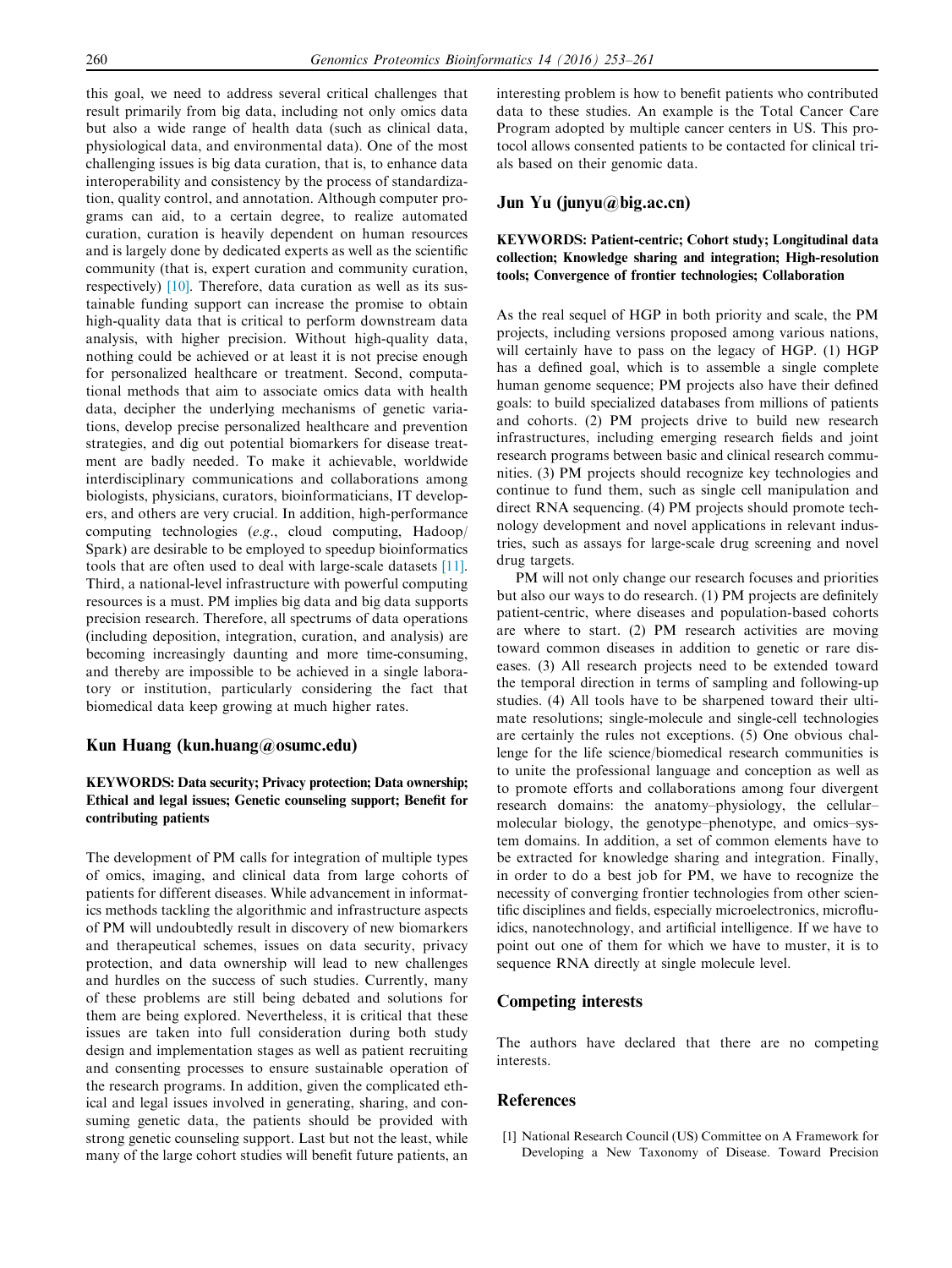this goal, we need to address several critical challenges that result primarily from big data, including not only omics data but also a wide range of health data (such as clinical data, physiological data, and environmental data). One of the most challenging issues is big data curation, that is, to enhance data interoperability and consistency by the process of standardization, quality control, and annotation. Although computer programs can aid, to a certain degree, to realize automated curation, curation is heavily dependent on human resources and is largely done by dedicated experts as well as the scientific community (that is, expert curation and community curation, respectively) [10]. Therefore, data curation as well as its sustainable funding support can increase the promise to obtain high-quality data that is critical to perform downstream data analysis, with higher precision. Without high-quality data, nothing could be achieved or at least it is not precise enough for personalized healthcare or treatment. Second, computational methods that aim to associate omics data with health data, decipher the underlying mechanisms of genetic variations, develop precise personalized healthcare and prevention strategies, and dig out potential biomarkers for disease treatment are badly needed. To make it achievable, worldwide interdisciplinary communications and collaborations among biologists, physicians, curators, bioinformaticians, IT developers, and others are very crucial. In addition, high-performance computing technologies (*e.g.*, cloud computing, Hadoop/Spark) are desirable to be employed to speedup bioinformatics tools that are often used to deal with large-scale datasets [11]. Third, a national-level infrastructure with powerful computing resources is a must. PM implies big data and big data supports precision research. Therefore, all spectrums of data operations (including deposition, integration, curation, and analysis) are becoming increasingly daunting and more time-consuming, and thereby are impossible to be achieved in a single laboratory or institution, particularly considering the fact that biomedical data keep growing at much higher rates.

## Kun Huang (kun.huang@osumc.edu)

**KEYWORDS: Data security; Privacy protection; Data ownership; Ethical and legal issues; Genetic counseling support; Benefit for contributing patients**

The development of PM calls for integration of multiple types of omics, imaging, and clinical data from large cohorts of patients for different diseases. While advancement in informatics methods tackling the algorithmic and infrastructure aspects of PM will undoubtedly result in discovery of new biomarkers and therapeutical schemes, issues on data security, privacy protection, and data ownership will lead to new challenges and hurdles on the success of such studies. Currently, many of these problems are still being debated and solutions for them are being explored. Nevertheless, it is critical that these issues are taken into full consideration during both study design and implementation stages as well as patient recruiting and consenting processes to ensure sustainable operation of the research programs. In addition, given the complicated ethical and legal issues involved in generating, sharing, and consuming genetic data, the patients should be provided with strong genetic counseling support. Last but not the least, while many of the large cohort studies will benefit future patients, an interesting problem is how to benefit patients who contributed data to these studies. An example is the Total Cancer Care Program adopted by multiple cancer centers in US. This protocol allows consented patients to be contacted for clinical trials based on their genomic data.

## Jun Yu (junyu@big.ac.cn)

**KEYWORDS: Patient-centric; Cohort study; Longitudinal data collection; Knowledge sharing and integration; High-resolution tools; Convergence of frontier technologies; Collaboration**

As the real sequel of HGP in both priority and scale, the PM projects, including versions proposed among various nations, will certainly have to pass on the legacy of HGP. (1) HGP has a defined goal, which is to assemble a single complete human genome sequence; PM projects also have their defined goals: to build specialized databases from millions of patients and cohorts. (2) PM projects drive to build new research infrastructures, including emerging research fields and joint research programs between basic and clinical research communities. (3) PM projects should recognize key technologies and continue to fund them, such as single cell manipulation and direct RNA sequencing. (4) PM projects should promote technology development and novel applications in relevant industries, such as assays for large-scale drug screening and novel drug targets.

PM will not only change our research focuses and priorities but also our ways to do research. (1) PM projects are definitely patient-centric, where diseases and population-based cohorts are where to start. (2) PM research activities are moving toward common diseases in addition to genetic or rare diseases. (3) All research projects need to be extended toward the temporal direction in terms of sampling and following-up studies. (4) All tools have to be sharpened toward their ultimate resolutions; single-molecule and single-cell technologies are certainly the rules not exceptions. (5) One obvious challenge for the life science/biomedical research communities is to unite the professional language and conception as well as to promote efforts and collaborations among four divergent research domains: the anatomy–physiology, the cellular–molecular biology, the genotype–phenotype, and omics–system domains. In addition, a set of common elements have to be extracted for knowledge sharing and integration. Finally, in order to do a best job for PM, we have to recognize the necessity of converging frontier technologies from other scientific disciplines and fields, especially microelectronics, microfluidics, nanotechnology, and artificial intelligence. If we have to point out one of them for which we have to muster, it is to sequence RNA directly at single molecule level.

## Competing interests

The authors have declared that there are no competing interests.

## References

[1] National Research Council (US) Committee on A Framework for Developing a New Taxonomy of Disease. Toward Precision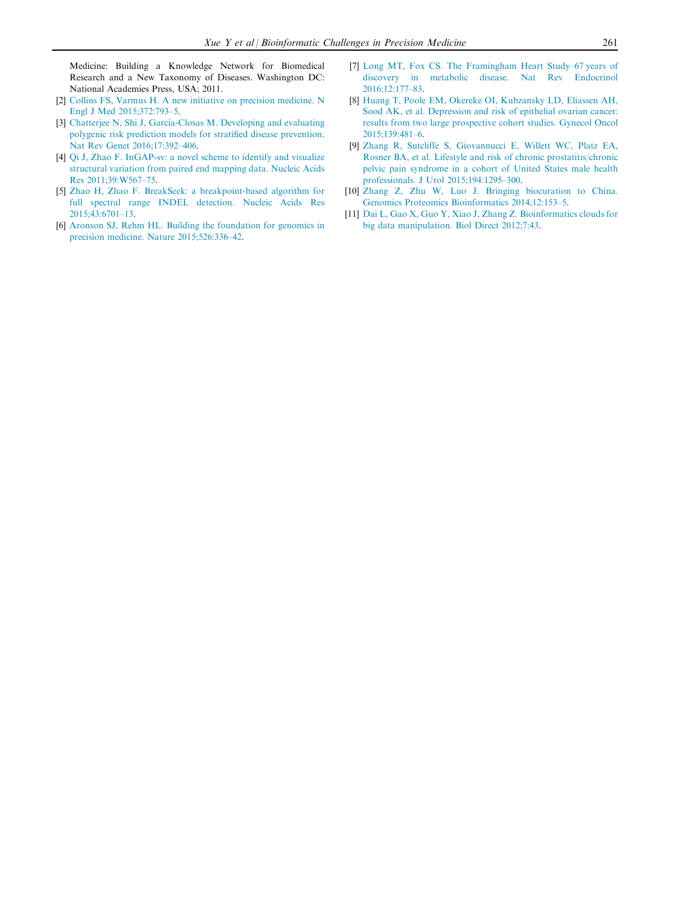Medicine: Building a Knowledge Network for Biomedical Research and a New Taxonomy of Diseases. Washington DC: National Academies Press, USA; 2011.

[2] Collins FS, Varmus H. A new initiative on precision medicine. N Engl J Med 2015;372:793–5.

[3] Chatterjee N, Shi J, Garcia-Closas M. Developing and evaluating polygenic risk prediction models for stratified disease prevention. Nat Rev Genet 2016;17:392–406.

[4] Qi J, Zhao F. InGAP-sv: a novel scheme to identify and visualize structural variation from paired end mapping data. Nucleic Acids Res 2011;39:W567–75.

[5] Zhao H, Zhao F. BreakSeek: a breakpoint-based algorithm for full spectral range INDEL detection. Nucleic Acids Res 2015;43:6701–13.

[6] Aronson SJ, Rehm HL. Building the foundation for genomics in precision medicine. Nature 2015;526:336–42.

[7] Long MT, Fox CS. The Framingham Heart Study–67 years of discovery in metabolic disease. Nat Rev Endocrinol 2016;12:177–83.

[8] Huang T, Poole EM, Okereke OI, Kubzansky LD, Eliassen AH, Sood AK, et al. Depression and risk of epithelial ovarian cancer: results from two large prospective cohort studies. Gynecol Oncol 2015;139:481–6.

[9] Zhang R, Sutcliffe S, Giovannucci E, Willett WC, Platz EA, Rosner BA, et al. Lifestyle and risk of chronic prostatitis/chronic pelvic pain syndrome in a cohort of United States male health professionals. J Urol 2015;194:1295–300.

[10] Zhang Z, Zhu W, Luo J. Bringing biocuration to China. Genomics Proteomics Bioinformatics 2014;12:153–5.

[11] Dai L, Gao X, Guo Y, Xiao J, Zhang Z. Bioinformatics clouds for big data manipulation. Biol Direct 2012;7:43.